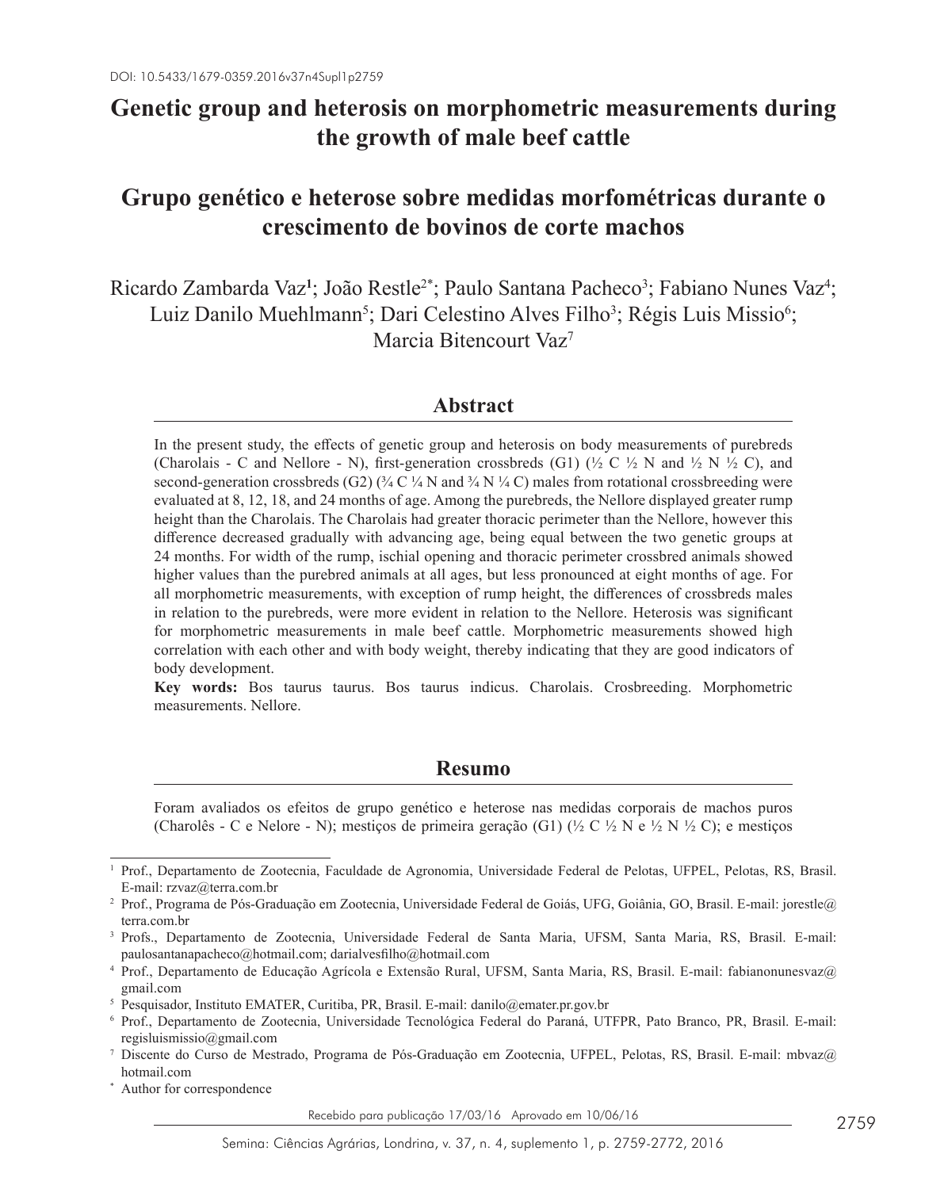DOI: 10.5433/1679-0359.2016v37n4Supl1p2759

# Genetic group and heterosis on morphometric measurements during the growth of male beef cattle

# Grupo genético e heterose sobre medidas morfométricas durante o crescimento de bovinos de corte machos

Ricardo Zambarda Vaz[1]; João Restle[2*]; Paulo Santana Pacheco[3]; Fabiano Nunes Vaz[4]; Luiz Danilo Muehlmann[5]; Dari Celestino Alves Filho[3]; Régis Luis Missio[6]; Marcia Bitencourt Vaz[7]

## Abstract

In the present study, the effects of genetic group and heterosis on body measurements of purebreds (Charolais - C and Nellore - N), first-generation crossbreds (G1) (½ C ½ N and ½ N ½ C), and second-generation crossbreds (G2) (¾ C ¼ N and ¾ N ¼ C) males from rotational crossbreeding were evaluated at 8, 12, 18, and 24 months of age. Among the purebreds, the Nellore displayed greater rump height than the Charolais. The Charolais had greater thoracic perimeter than the Nellore, however this difference decreased gradually with advancing age, being equal between the two genetic groups at 24 months. For width of the rump, ischial opening and thoracic perimeter crossbred animals showed higher values than the purebred animals at all ages, but less pronounced at eight months of age. For all morphometric measurements, with exception of rump height, the differences of crossbreds males in relation to the purebreds, were more evident in relation to the Nellore. Heterosis was significant for morphometric measurements in male beef cattle. Morphometric measurements showed high correlation with each other and with body weight, thereby indicating that they are good indicators of body development.

**Key words:** Bos taurus taurus. Bos taurus indicus. Charolais. Crosbreeding. Morphometric measurements. Nellore.

## Resumo

Foram avaliados os efeitos de grupo genético e heterose nas medidas corporais de machos puros (Charolês - C e Nelore - N); mestiços de primeira geração (G1) (½ C ½ N e ½ N ½ C); e mestiços

---

[1] Prof., Departamento de Zootecnia, Faculdade de Agronomia, Universidade Federal de Pelotas, UFPEL, Pelotas, RS, Brasil. E-mail: rzvaz@terra.com.br

[2] Prof., Programa de Pós-Graduação em Zootecnia, Universidade Federal de Goiás, UFG, Goiânia, GO, Brasil. E-mail: jorestle@terra.com.br

[3] Profs., Departamento de Zootecnia, Universidade Federal de Santa Maria, UFSM, Santa Maria, RS, Brasil. E-mail: paulosantanapacheco@hotmail.com; darialvesfilho@hotmail.com

[4] Prof., Departamento de Educação Agrícola e Extensão Rural, UFSM, Santa Maria, RS, Brasil. E-mail: fabianonunesvaz@gmail.com

[5] Pesquisador, Instituto EMATER, Curitiba, PR, Brasil. E-mail: danilo@emater.pr.gov.br

[6] Prof., Departamento de Zootecnia, Universidade Tecnológica Federal do Paraná, UTFPR, Pato Branco, PR, Brasil. E-mail: regisluismissio@gmail.com

[7] Discente do Curso de Mestrado, Programa de Pós-Graduação em Zootecnia, UFPEL, Pelotas, RS, Brasil. E-mail: mbvaz@hotmail.com

[*] Author for correspondence

Recebido para publicação 17/03/16 Aprovado em 10/06/16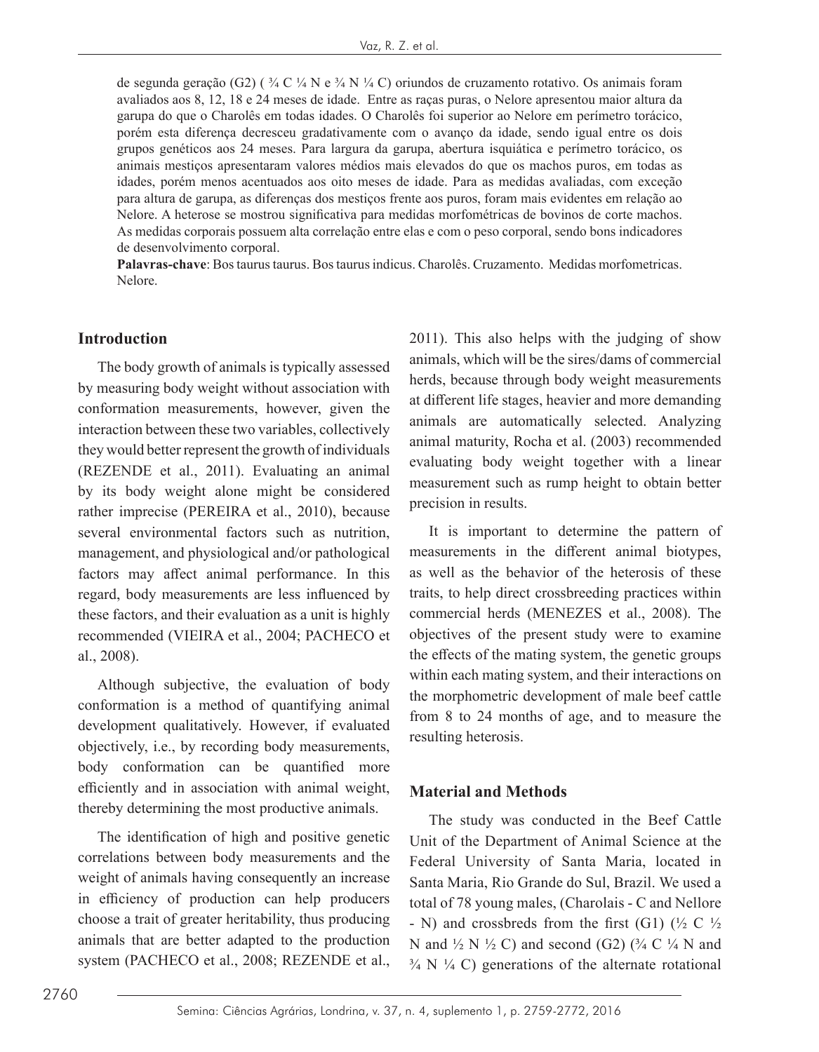de segunda geração (G2) ( ¾ C ¼ N e ¾ N ¼ C) oriundos de cruzamento rotativo. Os animais foram avaliados aos 8, 12, 18 e 24 meses de idade. Entre as raças puras, o Nelore apresentou maior altura da garupa do que o Charolês em todas idades. O Charolês foi superior ao Nelore em perímetro torácico, porém esta diferença decresceu gradativamente com o avanço da idade, sendo igual entre os dois grupos genéticos aos 24 meses. Para largura da garupa, abertura isquiática e perímetro torácico, os animais mestiços apresentaram valores médios mais elevados do que os machos puros, em todas as idades, porém menos acentuados aos oito meses de idade. Para as medidas avaliadas, com exceção para altura de garupa, as diferenças dos mestiços frente aos puros, foram mais evidentes em relação ao Nelore. A heterose se mostrou significativa para medidas morfométricas de bovinos de corte machos. As medidas corporais possuem alta correlação entre elas e com o peso corporal, sendo bons indicadores de desenvolvimento corporal.

**Palavras-chave**: Bos taurus taurus. Bos taurus indicus. Charolês. Cruzamento. Medidas morfometricas. Nelore.

## Introduction

The body growth of animals is typically assessed by measuring body weight without association with conformation measurements, however, given the interaction between these two variables, collectively they would better represent the growth of individuals (REZENDE et al., 2011). Evaluating an animal by its body weight alone might be considered rather imprecise (PEREIRA et al., 2010), because several environmental factors such as nutrition, management, and physiological and/or pathological factors may affect animal performance. In this regard, body measurements are less influenced by these factors, and their evaluation as a unit is highly recommended (VIEIRA et al., 2004; PACHECO et al., 2008).

Although subjective, the evaluation of body conformation is a method of quantifying animal development qualitatively. However, if evaluated objectively, i.e., by recording body measurements, body conformation can be quantified more efficiently and in association with animal weight, thereby determining the most productive animals.

The identification of high and positive genetic correlations between body measurements and the weight of animals having consequently an increase in efficiency of production can help producers choose a trait of greater heritability, thus producing animals that are better adapted to the production system (PACHECO et al., 2008; REZENDE et al., 2011). This also helps with the judging of show animals, which will be the sires/dams of commercial herds, because through body weight measurements at different life stages, heavier and more demanding animals are automatically selected. Analyzing animal maturity, Rocha et al. (2003) recommended evaluating body weight together with a linear measurement such as rump height to obtain better precision in results.

It is important to determine the pattern of measurements in the different animal biotypes, as well as the behavior of the heterosis of these traits, to help direct crossbreeding practices within commercial herds (MENEZES et al., 2008). The objectives of the present study were to examine the effects of the mating system, the genetic groups within each mating system, and their interactions on the morphometric development of male beef cattle from 8 to 24 months of age, and to measure the resulting heterosis.

## Material and Methods

The study was conducted in the Beef Cattle Unit of the Department of Animal Science at the Federal University of Santa Maria, located in Santa Maria, Rio Grande do Sul, Brazil. We used a total of 78 young males, (Charolais - C and Nellore - N) and crossbreds from the first (G1) (½ C ½ N and ½ N ½ C) and second (G2) (¾ C ¼ N and ¾ N ¼ C) generations of the alternate rotational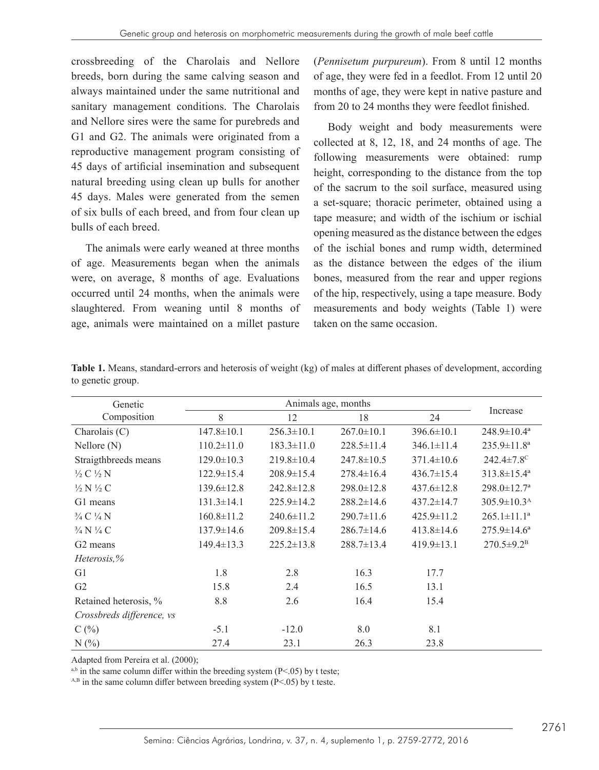crossbreeding of the Charolais and Nellore breeds, born during the same calving season and always maintained under the same nutritional and sanitary management conditions. The Charolais and Nellore sires were the same for purebreds and G1 and G2. The animals were originated from a reproductive management program consisting of 45 days of artificial insemination and subsequent natural breeding using clean up bulls for another 45 days. Males were generated from the semen of six bulls of each breed, and from four clean up bulls of each breed.

The animals were early weaned at three months of age. Measurements began when the animals were, on average, 8 months of age. Evaluations occurred until 24 months, when the animals were slaughtered. From weaning until 8 months of age, animals were maintained on a millet pasture (*Pennisetum purpureum*). From 8 until 12 months of age, they were fed in a feedlot. From 12 until 20 months of age, they were kept in native pasture and from 20 to 24 months they were feedlot finished.

Body weight and body measurements were collected at 8, 12, 18, and 24 months of age. The following measurements were obtained: rump height, corresponding to the distance from the top of the sacrum to the soil surface, measured using a set-square; thoracic perimeter, obtained using a tape measure; and width of the ischium or ischial opening measured as the distance between the edges of the ischial bones and rump width, determined as the distance between the edges of the ilium bones, measured from the rear and upper regions of the hip, respectively, using a tape measure. Body measurements and body weights (Table 1) were taken on the same occasion.

**Table 1.** Means, standard-errors and heterosis of weight (kg) of males at different phases of development, according to genetic group.

| Genetic Composition | Animals age, months | | | | Increase |
|---|---|---|---|---|---|
| | 8 | 12 | 18 | 24 | |
| Charolais (C) | 147.8±10.1 | 256.3±10.1 | 267.0±10.1 | 396.6±10.1 | 248.9±10.4[a] |
| Nellore (N) | 110.2±11.0 | 183.3±11.0 | 228.5±11.4 | 346.1±11.4 | 235.9±11.8[a] |
| Straigthbreeds means | 129.0±10.3 | 219.8±10.4 | 247.8±10.5 | 371.4±10.6 | 242.4±7.8[C] |
| ½ C ½ N | 122.9±15.4 | 208.9±15.4 | 278.4±16.4 | 436.7±15.4 | 313.8±15.4[a] |
| ½ N ½ C | 139.6±12.8 | 242.8±12.8 | 298.0±12.8 | 437.6±12.8 | 298.0±12.7[a] |
| G1 means | 131.3±14.1 | 225.9±14.2 | 288.2±14.6 | 437.2±14.7 | 305.9±10.3[A] |
| ¾ C ¼ N | 160.8±11.2 | 240.6±11.2 | 290.7±11.6 | 425.9±11.2 | 265.1±11.1[a] |
| ¾ N ¼ C | 137.9±14.6 | 209.8±15.4 | 286.7±14.6 | 413.8±14.6 | 275.9±14.6[a] |
| G2 means | 149.4±13.3 | 225.2±13.8 | 288.7±13.4 | 419.9±13.1 | 270.5±9.2[B] |
| *Heterosis,%* | | | | | |
| G1 | 1.8 | 2.8 | 16.3 | 17.7 | |
| G2 | 15.8 | 2.4 | 16.5 | 13.1 | |
| Retained heterosis, % | 8.8 | 2.6 | 16.4 | 15.4 | |
| *Crossbreds difference, vs* | | | | | |
| C (%) | -5.1 | -12.0 | 8.0 | 8.1 | |
| N (%) | 27.4 | 23.1 | 26.3 | 23.8 | |

Adapted from Pereira et al. (2000);
[a,b] in the same column differ within the breeding system (P<.05) by t teste;
[A,B] in the same column differ between breeding system (P<.05) by t teste.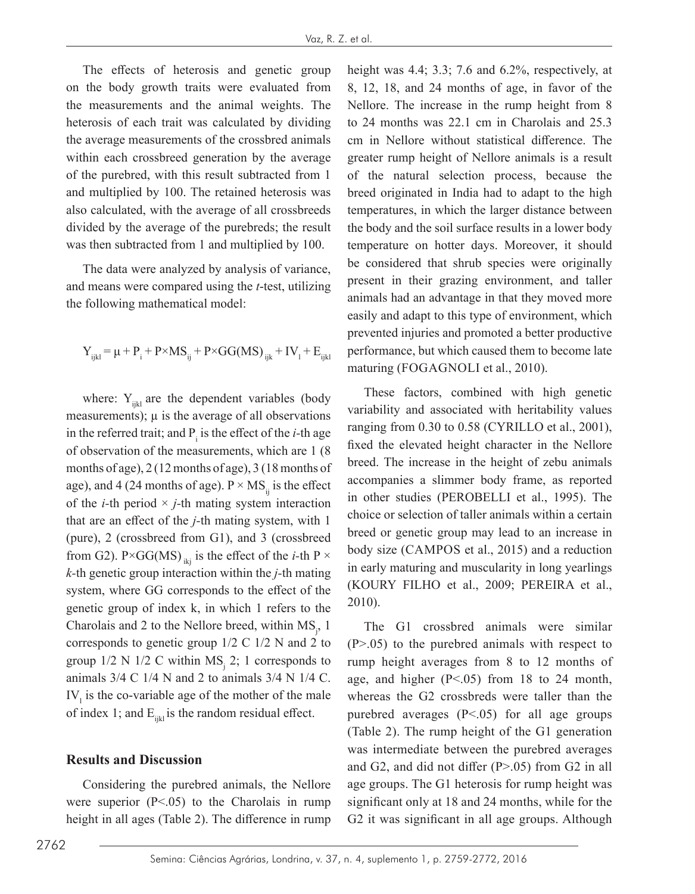The effects of heterosis and genetic group on the body growth traits were evaluated from the measurements and the animal weights. The heterosis of each trait was calculated by dividing the average measurements of the crossbred animals within each crossbreed generation by the average of the purebred, with this result subtracted from 1 and multiplied by 100. The retained heterosis was also calculated, with the average of all crossbreeds divided by the average of the purebreds; the result was then subtracted from 1 and multiplied by 100.

The data were analyzed by analysis of variance, and means were compared using the *t*-test, utilizing the following mathematical model:

$$Y_{ijkl} = \mu + P_i + P{\times}MS_{ij} + P{\times}GG(MS)_{ijk} + IV_l + E_{ijkl}$$

where: $Y_{ijkl}$ are the dependent variables (body measurements); μ is the average of all observations in the referred trait; and $P_i$ is the effect of the *i*-th age of observation of the measurements, which are 1 (8 months of age), 2 (12 months of age), 3 (18 months of age), and 4 (24 months of age). $P \times MS_{ij}$ is the effect of the *i*-th period × *j*-th mating system interaction that are an effect of the *j*-th mating system, with 1 (pure), 2 (crossbreed from G1), and 3 (crossbreed from G2). $P{\times}GG(MS)_{ikj}$ is the effect of the *i*-th P × *k*-th genetic group interaction within the *j*-th mating system, where GG corresponds to the effect of the genetic group of index k, in which 1 refers to the Charolais and 2 to the Nellore breed, within $MS_j$, 1 corresponds to genetic group 1/2 C 1/2 N and 2 to group 1/2 N 1/2 C within $MS_j$ 2; 1 corresponds to animals 3/4 C 1/4 N and 2 to animals 3/4 N 1/4 C. $IV_l$ is the co-variable age of the mother of the male of index 1; and $E_{ijkl}$ is the random residual effect.

## Results and Discussion

Considering the purebred animals, the Nellore were superior (P<.05) to the Charolais in rump height in all ages (Table 2). The difference in rump height was 4.4; 3.3; 7.6 and 6.2%, respectively, at 8, 12, 18, and 24 months of age, in favor of the Nellore. The increase in the rump height from 8 to 24 months was 22.1 cm in Charolais and 25.3 cm in Nellore without statistical difference. The greater rump height of Nellore animals is a result of the natural selection process, because the breed originated in India had to adapt to the high temperatures, in which the larger distance between the body and the soil surface results in a lower body temperature on hotter days. Moreover, it should be considered that shrub species were originally present in their grazing environment, and taller animals had an advantage in that they moved more easily and adapt to this type of environment, which prevented injuries and promoted a better productive performance, but which caused them to become late maturing (FOGAGNOLI et al., 2010).

These factors, combined with high genetic variability and associated with heritability values ranging from 0.30 to 0.58 (CYRILLO et al., 2001), fixed the elevated height character in the Nellore breed. The increase in the height of zebu animals accompanies a slimmer body frame, as reported in other studies (PEROBELLI et al., 1995). The choice or selection of taller animals within a certain breed or genetic group may lead to an increase in body size (CAMPOS et al., 2015) and a reduction in early maturing and muscularity in long yearlings (KOURY FILHO et al., 2009; PEREIRA et al., 2010).

The G1 crossbred animals were similar (P>.05) to the purebred animals with respect to rump height averages from 8 to 12 months of age, and higher (P<.05) from 18 to 24 month, whereas the G2 crossbreds were taller than the purebred averages (P<.05) for all age groups (Table 2). The rump height of the G1 generation was intermediate between the purebred averages and G2, and did not differ (P>.05) from G2 in all age groups. The G1 heterosis for rump height was significant only at 18 and 24 months, while for the G2 it was significant in all age groups. Although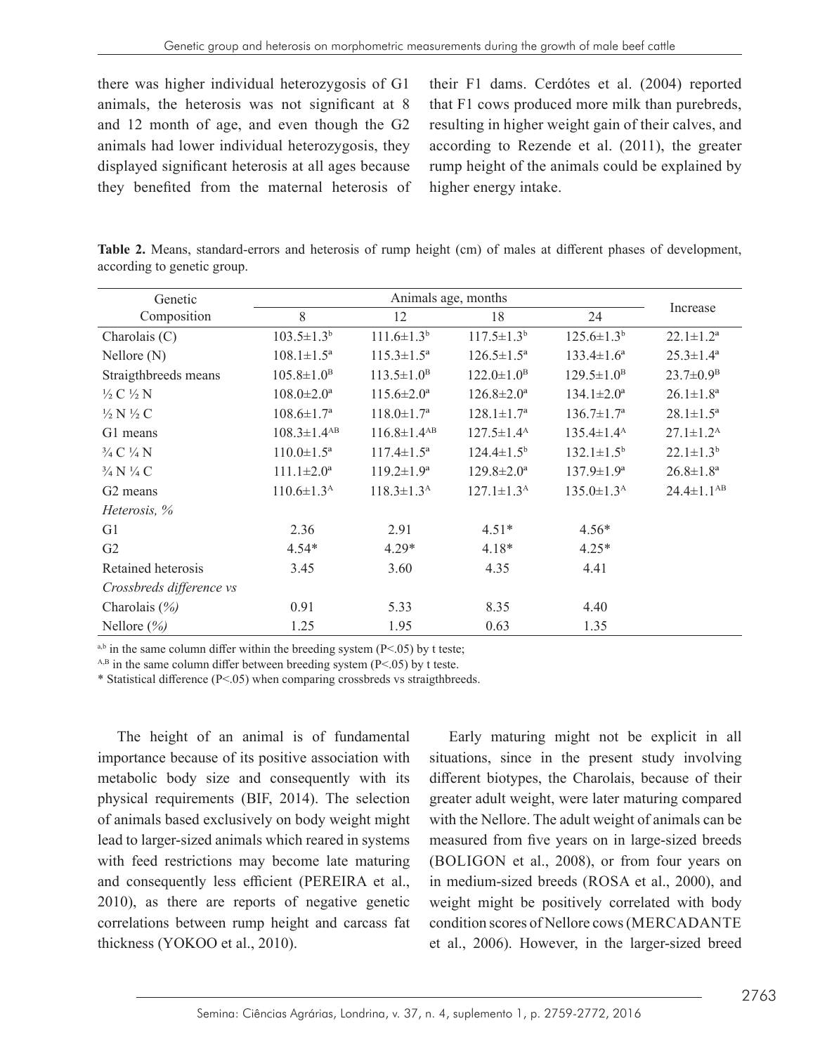there was higher individual heterozygosis of G1 animals, the heterosis was not significant at 8 and 12 month of age, and even though the G2 animals had lower individual heterozygosis, they displayed significant heterosis at all ages because they benefited from the maternal heterosis of their F1 dams. Cerdótes et al. (2004) reported that F1 cows produced more milk than purebreds, resulting in higher weight gain of their calves, and according to Rezende et al. (2011), the greater rump height of the animals could be explained by higher energy intake.

**Table 2.** Means, standard-errors and heterosis of rump height (cm) of males at different phases of development, according to genetic group.

| Genetic Composition | Animals age, months | | | | Increase |
|---|---|---|---|---|---|
| | 8 | 12 | 18 | 24 | |
| Charolais (C) | $103.5 \pm 1.3^{b}$ | $111.6 \pm 1.3^{b}$ | $117.5 \pm 1.3^{b}$ | $125.6 \pm 1.3^{b}$ | $22.1 \pm 1.2^{a}$ |
| Nellore (N) | $108.1 \pm 1.5^{a}$ | $115.3 \pm 1.5^{a}$ | $126.5 \pm 1.5^{a}$ | $133.4 \pm 1.6^{a}$ | $25.3 \pm 1.4^{a}$ |
| Straigthbreeds means | $105.8 \pm 1.0^{B}$ | $113.5 \pm 1.0^{B}$ | $122.0 \pm 1.0^{B}$ | $129.5 \pm 1.0^{B}$ | $23.7 \pm 0.9^{B}$ |
| ½ C ½ N | $108.0 \pm 2.0^{a}$ | $115.6 \pm 2.0^{a}$ | $126.8 \pm 2.0^{a}$ | $134.1 \pm 2.0^{a}$ | $26.1 \pm 1.8^{a}$ |
| ½ N ½ C | $108.6 \pm 1.7^{a}$ | $118.0 \pm 1.7^{a}$ | $128.1 \pm 1.7^{a}$ | $136.7 \pm 1.7^{a}$ | $28.1 \pm 1.5^{a}$ |
| G1 means | $108.3 \pm 1.4^{AB}$ | $116.8 \pm 1.4^{AB}$ | $127.5 \pm 1.4^{A}$ | $135.4 \pm 1.4^{A}$ | $27.1 \pm 1.2^{A}$ |
| ¾ C ¼ N | $110.0 \pm 1.5^{a}$ | $117.4 \pm 1.5^{a}$ | $124.4 \pm 1.5^{b}$ | $132.1 \pm 1.5^{b}$ | $22.1 \pm 1.3^{b}$ |
| ¾ N ¼ C | $111.1 \pm 2.0^{a}$ | $119.2 \pm 1.9^{a}$ | $129.8 \pm 2.0^{a}$ | $137.9 \pm 1.9^{a}$ | $26.8 \pm 1.8^{a}$ |
| G2 means | $110.6 \pm 1.3^{A}$ | $118.3 \pm 1.3^{A}$ | $127.1 \pm 1.3^{A}$ | $135.0 \pm 1.3^{A}$ | $24.4 \pm 1.1^{AB}$ |
| *Heterosis, %* | | | | | |
| G1 | 2.36 | 2.91 | 4.51* | 4.56* | |
| G2 | 4.54* | 4.29* | 4.18* | 4.25* | |
| Retained heterosis | 3.45 | 3.60 | 4.35 | 4.41 | |
| *Crossbreds difference vs* | | | | | |
| Charolais *(%)* | 0.91 | 5.33 | 8.35 | 4.40 | |
| Nellore *(%)* | 1.25 | 1.95 | 0.63 | 1.35 | |

[a,b] in the same column differ within the breeding system (P<.05) by t teste;
[A,B] in the same column differ between breeding system (P<.05) by t teste.
* Statistical difference (P<.05) when comparing crossbreds vs straigthbreeds.

The height of an animal is of fundamental importance because of its positive association with metabolic body size and consequently with its physical requirements (BIF, 2014). The selection of animals based exclusively on body weight might lead to larger-sized animals which reared in systems with feed restrictions may become late maturing and consequently less efficient (PEREIRA et al., 2010), as there are reports of negative genetic correlations between rump height and carcass fat thickness (YOKOO et al., 2010).

Early maturing might not be explicit in all situations, since in the present study involving different biotypes, the Charolais, because of their greater adult weight, were later maturing compared with the Nellore. The adult weight of animals can be measured from five years on in large-sized breeds (BOLIGON et al., 2008), or from four years on in medium-sized breeds (ROSA et al., 2000), and weight might be positively correlated with body condition scores of Nellore cows (MERCADANTE et al., 2006). However, in the larger-sized breed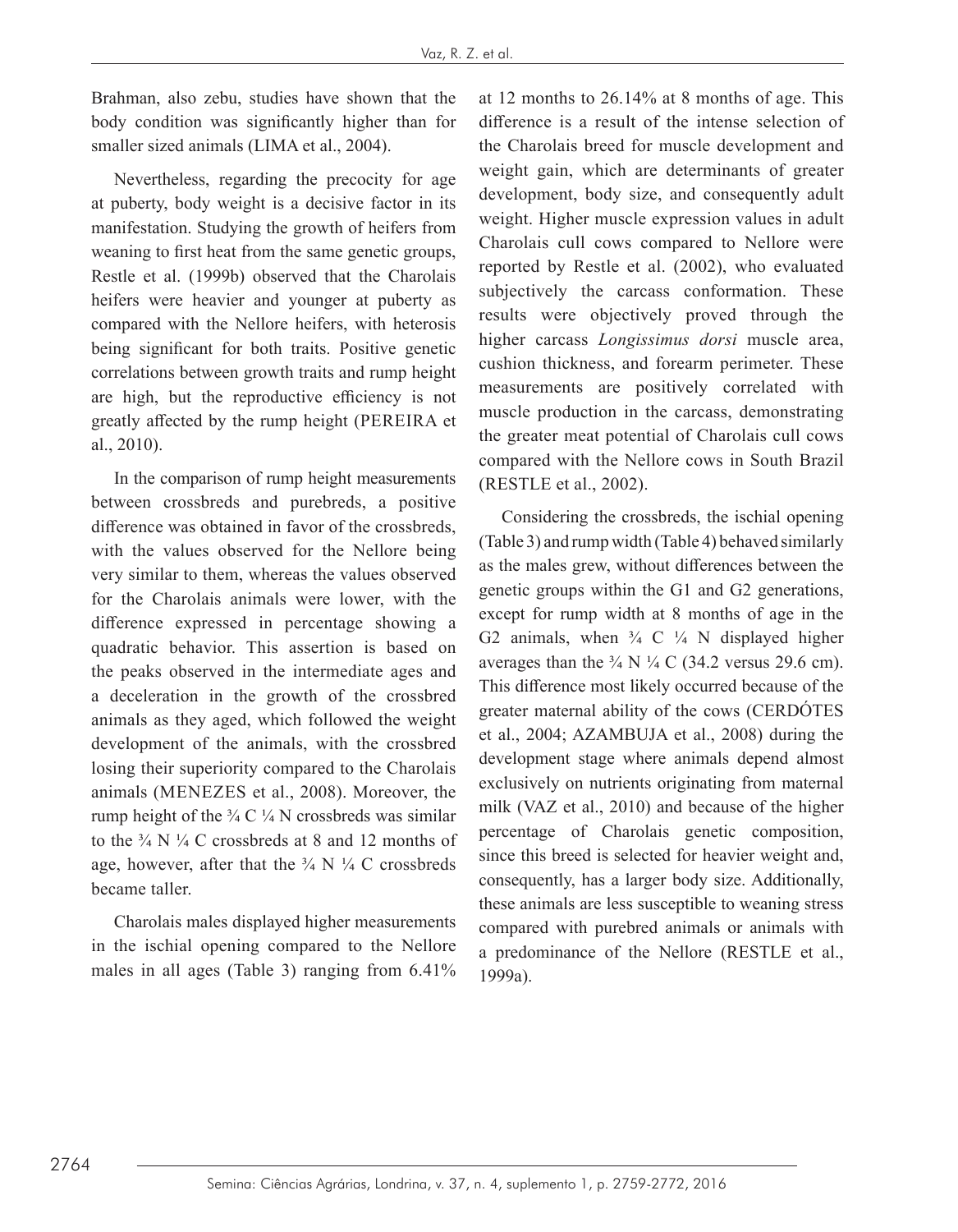Brahman, also zebu, studies have shown that the body condition was significantly higher than for smaller sized animals (LIMA et al., 2004).

Nevertheless, regarding the precocity for age at puberty, body weight is a decisive factor in its manifestation. Studying the growth of heifers from weaning to first heat from the same genetic groups, Restle et al. (1999b) observed that the Charolais heifers were heavier and younger at puberty as compared with the Nellore heifers, with heterosis being significant for both traits. Positive genetic correlations between growth traits and rump height are high, but the reproductive efficiency is not greatly affected by the rump height (PEREIRA et al., 2010).

In the comparison of rump height measurements between crossbreds and purebreds, a positive difference was obtained in favor of the crossbreds, with the values observed for the Nellore being very similar to them, whereas the values observed for the Charolais animals were lower, with the difference expressed in percentage showing a quadratic behavior. This assertion is based on the peaks observed in the intermediate ages and a deceleration in the growth of the crossbred animals as they aged, which followed the weight development of the animals, with the crossbred losing their superiority compared to the Charolais animals (MENEZES et al., 2008). Moreover, the rump height of the ¾ C ¼ N crossbreds was similar to the ¾ N ¼ C crossbreds at 8 and 12 months of age, however, after that the ¾ N ¼ C crossbreds became taller.

Charolais males displayed higher measurements in the ischial opening compared to the Nellore males in all ages (Table 3) ranging from 6.41% at 12 months to 26.14% at 8 months of age. This difference is a result of the intense selection of the Charolais breed for muscle development and weight gain, which are determinants of greater development, body size, and consequently adult weight. Higher muscle expression values in adult Charolais cull cows compared to Nellore were reported by Restle et al. (2002), who evaluated subjectively the carcass conformation. These results were objectively proved through the higher carcass *Longissimus dorsi* muscle area, cushion thickness, and forearm perimeter. These measurements are positively correlated with muscle production in the carcass, demonstrating the greater meat potential of Charolais cull cows compared with the Nellore cows in South Brazil (RESTLE et al., 2002).

Considering the crossbreds, the ischial opening (Table 3) and rump width (Table 4) behaved similarly as the males grew, without differences between the genetic groups within the G1 and G2 generations, except for rump width at 8 months of age in the G2 animals, when ¾ C ¼ N displayed higher averages than the ¾ N ¼ C (34.2 versus 29.6 cm). This difference most likely occurred because of the greater maternal ability of the cows (CERDÓTES et al., 2004; AZAMBUJA et al., 2008) during the development stage where animals depend almost exclusively on nutrients originating from maternal milk (VAZ et al., 2010) and because of the higher percentage of Charolais genetic composition, since this breed is selected for heavier weight and, consequently, has a larger body size. Additionally, these animals are less susceptible to weaning stress compared with purebred animals or animals with a predominance of the Nellore (RESTLE et al., 1999a).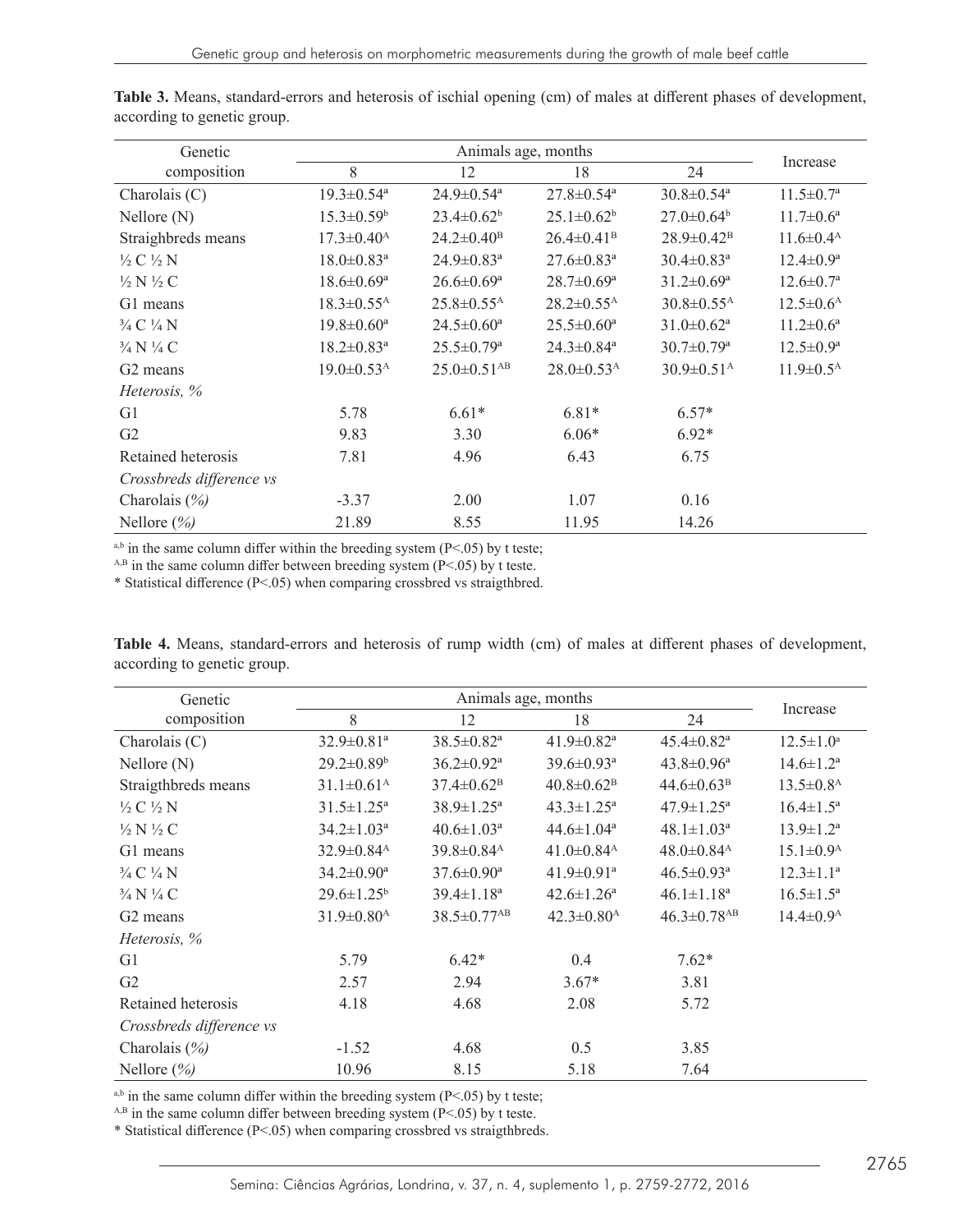**Table 3.** Means, standard-errors and heterosis of ischial opening (cm) of males at different phases of development, according to genetic group.

| Genetic composition | Animals age, months | | | | Increase |
|---|---|---|---|---|---|
| | 8 | 12 | 18 | 24 | |
| Charolais (C) | 19.3±0.54[a] | 24.9±0.54[a] | 27.8±0.54[a] | 30.8±0.54[a] | 11.5±0.7[a] |
| Nellore (N) | 15.3±0.59[b] | 23.4±0.62[b] | 25.1±0.62[b] | 27.0±0.64[b] | 11.7±0.6[a] |
| Straighbreds means | 17.3±0.40[A] | 24.2±0.40[B] | 26.4±0.41[B] | 28.9±0.42[B] | 11.6±0.4[A] |
| ½ C ½ N | 18.0±0.83[a] | 24.9±0.83[a] | 27.6±0.83[a] | 30.4±0.83[a] | 12.4±0.9[a] |
| ½ N ½ C | 18.6±0.69[a] | 26.6±0.69[a] | 28.7±0.69[a] | 31.2±0.69[a] | 12.6±0.7[a] |
| G1 means | 18.3±0.55[A] | 25.8±0.55[A] | 28.2±0.55[A] | 30.8±0.55[A] | 12.5±0.6[A] |
| ¾ C ¼ N | 19.8±0.60[a] | 24.5±0.60[a] | 25.5±0.60[a] | 31.0±0.62[a] | 11.2±0.6[a] |
| ¾ N ¼ C | 18.2±0.83[a] | 25.5±0.79[a] | 24.3±0.84[a] | 30.7±0.79[a] | 12.5±0.9[a] |
| G2 means | 19.0±0.53[A] | 25.0±0.51[AB] | 28.0±0.53[A] | 30.9±0.51[A] | 11.9±0.5[A] |
| *Heterosis, %* | | | | | |
| G1 | 5.78 | 6.61* | 6.81* | 6.57* | |
| G2 | 9.83 | 3.30 | 6.06* | 6.92* | |
| Retained heterosis | 7.81 | 4.96 | 6.43 | 6.75 | |
| *Crossbreds difference vs* | | | | | |
| Charolais *(%)* | -3.37 | 2.00 | 1.07 | 0.16 | |
| Nellore *(%)* | 21.89 | 8.55 | 11.95 | 14.26 | |

[a,b] in the same column differ within the breeding system (P<.05) by t teste;
[A,B] in the same column differ between breeding system (P<.05) by t teste.
* Statistical difference (P<.05) when comparing crossbred vs straigthbred.

**Table 4.** Means, standard-errors and heterosis of rump width (cm) of males at different phases of development, according to genetic group.

| Genetic composition | Animals age, months | | | | Increase |
|---|---|---|---|---|---|
| | 8 | 12 | 18 | 24 | |
| Charolais (C) | 32.9±0.81[a] | 38.5±0.82[a] | 41.9±0.82[a] | 45.4±0.82[a] | 12.5±1.0[a] |
| Nellore (N) | 29.2±0.89[b] | 36.2±0.92[a] | 39.6±0.93[a] | 43.8±0.96[a] | 14.6±1.2[a] |
| Straigthbreds means | 31.1±0.61[A] | 37.4±0.62[B] | 40.8±0.62[B] | 44.6±0.63[B] | 13.5±0.8[A] |
| ½ C ½ N | 31.5±1.25[a] | 38.9±1.25[a] | 43.3±1.25[a] | 47.9±1.25[a] | 16.4±1.5[a] |
| ½ N ½ C | 34.2±1.03[a] | 40.6±1.03[a] | 44.6±1.04[a] | 48.1±1.03[a] | 13.9±1.2[a] |
| G1 means | 32.9±0.84[A] | 39.8±0.84[A] | 41.0±0.84[A] | 48.0±0.84[A] | 15.1±0.9[A] |
| ¾ C ¼ N | 34.2±0.90[a] | 37.6±0.90[a] | 41.9±0.91[a] | 46.5±0.93[a] | 12.3±1.1[a] |
| ¾ N ¼ C | 29.6±1.25[b] | 39.4±1.18[a] | 42.6±1.26[a] | 46.1±1.18[a] | 16.5±1.5[a] |
| G2 means | 31.9±0.80[A] | 38.5±0.77[AB] | 42.3±0.80[A] | 46.3±0.78[AB] | 14.4±0.9[A] |
| *Heterosis, %* | | | | | |
| G1 | 5.79 | 6.42* | 0.4 | 7.62* | |
| G2 | 2.57 | 2.94 | 3.67* | 3.81 | |
| Retained heterosis | 4.18 | 4.68 | 2.08 | 5.72 | |
| *Crossbreds difference vs* | | | | | |
| Charolais *(%)* | -1.52 | 4.68 | 0.5 | 3.85 | |
| Nellore *(%)* | 10.96 | 8.15 | 5.18 | 7.64 | |

[a,b] in the same column differ within the breeding system (P<.05) by t teste;
[A,B] in the same column differ between breeding system (P<.05) by t teste.
* Statistical difference (P<.05) when comparing crossbred vs straigthbreds.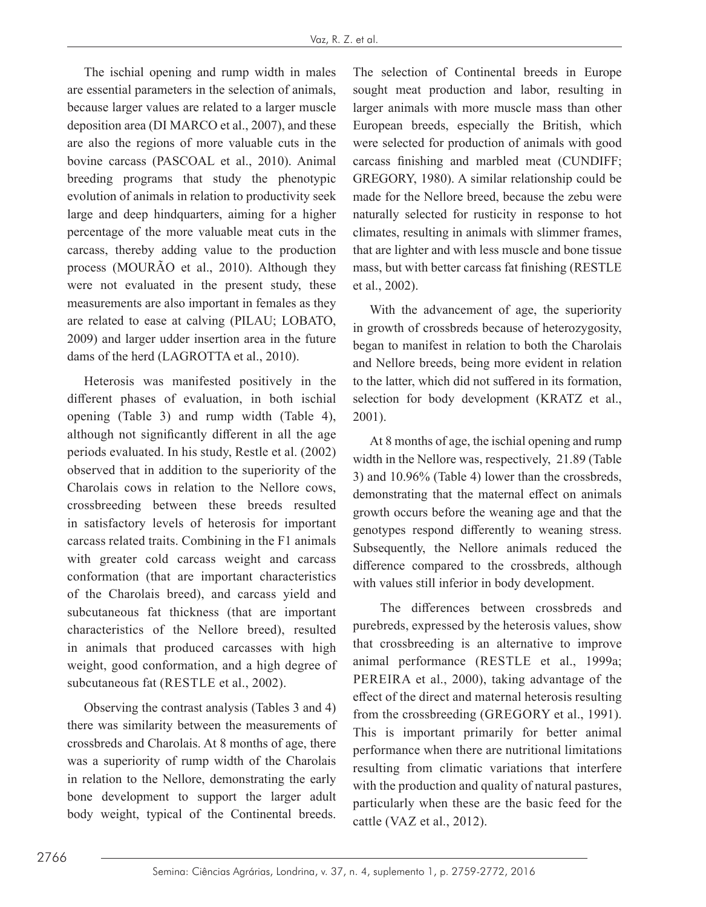The ischial opening and rump width in males are essential parameters in the selection of animals, because larger values are related to a larger muscle deposition area (DI MARCO et al., 2007), and these are also the regions of more valuable cuts in the bovine carcass (PASCOAL et al., 2010). Animal breeding programs that study the phenotypic evolution of animals in relation to productivity seek large and deep hindquarters, aiming for a higher percentage of the more valuable meat cuts in the carcass, thereby adding value to the production process (MOURÃO et al., 2010). Although they were not evaluated in the present study, these measurements are also important in females as they are related to ease at calving (PILAU; LOBATO, 2009) and larger udder insertion area in the future dams of the herd (LAGROTTA et al., 2010).

Heterosis was manifested positively in the different phases of evaluation, in both ischial opening (Table 3) and rump width (Table 4), although not significantly different in all the age periods evaluated. In his study, Restle et al. (2002) observed that in addition to the superiority of the Charolais cows in relation to the Nellore cows, crossbreeding between these breeds resulted in satisfactory levels of heterosis for important carcass related traits. Combining in the F1 animals with greater cold carcass weight and carcass conformation (that are important characteristics of the Charolais breed), and carcass yield and subcutaneous fat thickness (that are important characteristics of the Nellore breed), resulted in animals that produced carcasses with high weight, good conformation, and a high degree of subcutaneous fat (RESTLE et al., 2002).

Observing the contrast analysis (Tables 3 and 4) there was similarity between the measurements of crossbreds and Charolais. At 8 months of age, there was a superiority of rump width of the Charolais in relation to the Nellore, demonstrating the early bone development to support the larger adult body weight, typical of the Continental breeds. The selection of Continental breeds in Europe sought meat production and labor, resulting in larger animals with more muscle mass than other European breeds, especially the British, which were selected for production of animals with good carcass finishing and marbled meat (CUNDIFF; GREGORY, 1980). A similar relationship could be made for the Nellore breed, because the zebu were naturally selected for rusticity in response to hot climates, resulting in animals with slimmer frames, that are lighter and with less muscle and bone tissue mass, but with better carcass fat finishing (RESTLE et al., 2002).

With the advancement of age, the superiority in growth of crossbreds because of heterozygosity, began to manifest in relation to both the Charolais and Nellore breeds, being more evident in relation to the latter, which did not suffered in its formation, selection for body development (KRATZ et al., 2001).

At 8 months of age, the ischial opening and rump width in the Nellore was, respectively, 21.89 (Table 3) and 10.96% (Table 4) lower than the crossbreds, demonstrating that the maternal effect on animals growth occurs before the weaning age and that the genotypes respond differently to weaning stress. Subsequently, the Nellore animals reduced the difference compared to the crossbreds, although with values still inferior in body development.

The differences between crossbreds and purebreds, expressed by the heterosis values, show that crossbreeding is an alternative to improve animal performance (RESTLE et al., 1999a; PEREIRA et al., 2000), taking advantage of the effect of the direct and maternal heterosis resulting from the crossbreeding (GREGORY et al., 1991). This is important primarily for better animal performance when there are nutritional limitations resulting from climatic variations that interfere with the production and quality of natural pastures, particularly when these are the basic feed for the cattle (VAZ et al., 2012).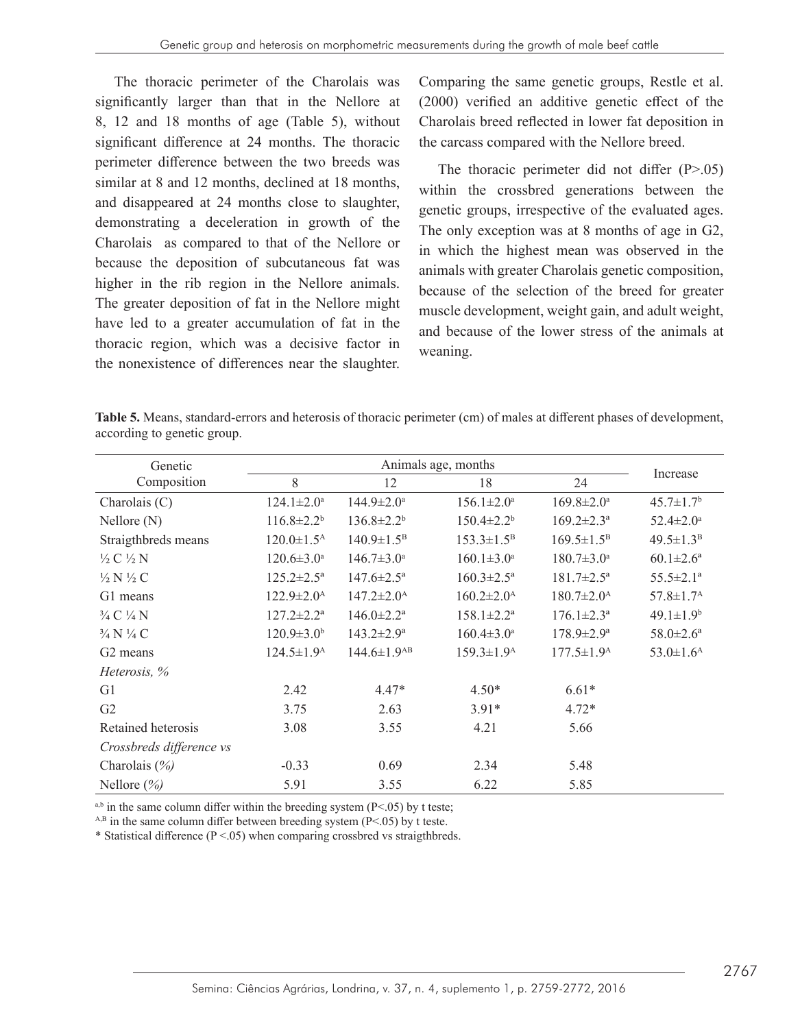The thoracic perimeter of the Charolais was significantly larger than that in the Nellore at 8, 12 and 18 months of age (Table 5), without significant difference at 24 months. The thoracic perimeter difference between the two breeds was similar at 8 and 12 months, declined at 18 months, and disappeared at 24 months close to slaughter, demonstrating a deceleration in growth of the Charolais as compared to that of the Nellore or because the deposition of subcutaneous fat was higher in the rib region in the Nellore animals. The greater deposition of fat in the Nellore might have led to a greater accumulation of fat in the thoracic region, which was a decisive factor in the nonexistence of differences near the slaughter. Comparing the same genetic groups, Restle et al. (2000) verified an additive genetic effect of the Charolais breed reflected in lower fat deposition in the carcass compared with the Nellore breed.

The thoracic perimeter did not differ (P>.05) within the crossbred generations between the genetic groups, irrespective of the evaluated ages. The only exception was at 8 months of age in G2, in which the highest mean was observed in the animals with greater Charolais genetic composition, because of the selection of the breed for greater muscle development, weight gain, and adult weight, and because of the lower stress of the animals at weaning.

**Table 5.** Means, standard-errors and heterosis of thoracic perimeter (cm) of males at different phases of development, according to genetic group.

| Genetic Composition | Animals age, months | | | | Increase |
|---|---|---|---|---|---|
| | 8 | 12 | 18 | 24 | |
| Charolais (C) | 124.1±2.0[a] | 144.9±2.0[a] | 156.1±2.0[a] | 169.8±2.0[a] | 45.7±1.7[b] |
| Nellore (N) | 116.8±2.2[b] | 136.8±2.2[b] | 150.4±2.2[b] | 169.2±2.3[a] | 52.4±2.0[a] |
| Staigthbreds means | 120.0±1.5[A] | 140.9±1.5[B] | 153.3±1.5[B] | 169.5±1.5[B] | 49.5±1.3[B] |
| ½ C ½ N | 120.6±3.0[a] | 146.7±3.0[a] | 160.1±3.0[a] | 180.7±3.0[a] | 60.1±2.6[a] |
| ½ N ½ C | 125.2±2.5[a] | 147.6±2.5[a] | 160.3±2.5[a] | 181.7±2.5[a] | 55.5±2.1[a] |
| G1 means | 122.9±2.0[A] | 147.2±2.0[A] | 160.2±2.0[A] | 180.7±2.0[A] | 57.8±1.7[A] |
| ¾ C ¼ N | 127.2±2.2[a] | 146.0±2.2[a] | 158.1±2.2[a] | 176.1±2.3[a] | 49.1±1.9[b] |
| ¾ N ¼ C | 120.9±3.0[b] | 143.2±2.9[a] | 160.4±3.0[a] | 178.9±2.9[a] | 58.0±2.6[a] |
| G2 means | 124.5±1.9[A] | 144.6±1.9[AB] | 159.3±1.9[A] | 177.5±1.9[A] | 53.0±1.6[A] |
| *Heterosis, %* | | | | | |
| G1 | 2.42 | 4.47* | 4.50* | 6.61* | |
| G2 | 3.75 | 2.63 | 3.91* | 4.72* | |
| Retained heterosis | 3.08 | 3.55 | 4.21 | 5.66 | |
| *Crossbreds difference vs* | | | | | |
| Charolais *(%)* | -0.33 | 0.69 | 2.34 | 5.48 | |
| Nellore *(%)* | 5.91 | 3.55 | 6.22 | 5.85 | |

[a,b] in the same column differ within the breeding system (P<.05) by t teste;
[A,B] in the same column differ between breeding system (P<.05) by t teste.
\* Statistical difference (P <.05) when comparing crossbred vs straigthbreds.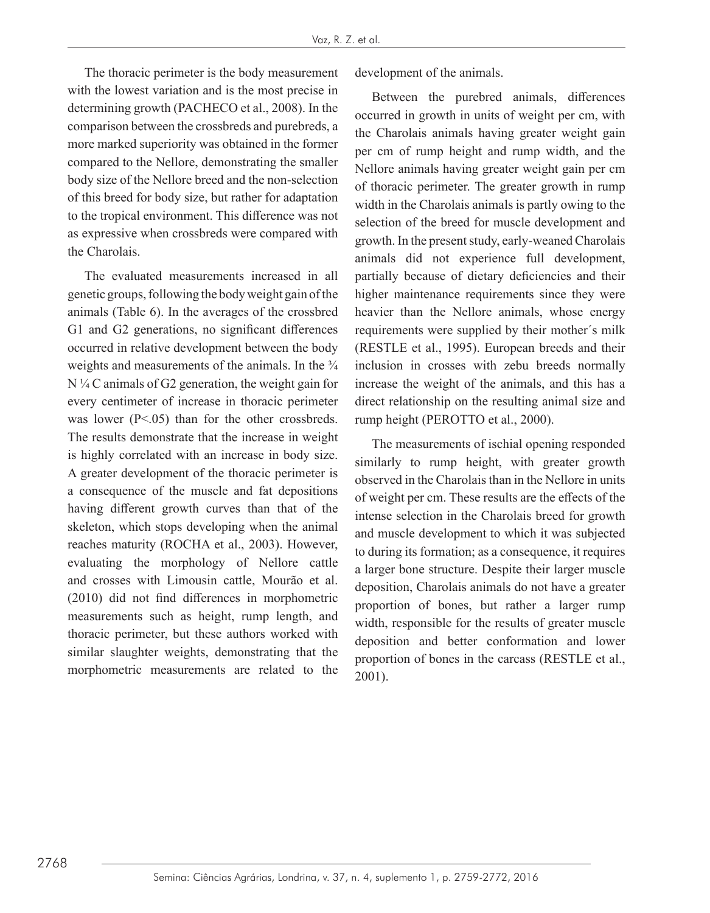The thoracic perimeter is the body measurement with the lowest variation and is the most precise in determining growth (PACHECO et al., 2008). In the comparison between the crossbreds and purebreds, a more marked superiority was obtained in the former compared to the Nellore, demonstrating the smaller body size of the Nellore breed and the non-selection of this breed for body size, but rather for adaptation to the tropical environment. This difference was not as expressive when crossbreds were compared with the Charolais.

The evaluated measurements increased in all genetic groups, following the body weight gain of the animals (Table 6). In the averages of the crossbred G1 and G2 generations, no significant differences occurred in relative development between the body weights and measurements of the animals. In the ¾ N ¼ C animals of G2 generation, the weight gain for every centimeter of increase in thoracic perimeter was lower ($P<.05$) than for the other crossbreds. The results demonstrate that the increase in weight is highly correlated with an increase in body size. A greater development of the thoracic perimeter is a consequence of the muscle and fat depositions having different growth curves than that of the skeleton, which stops developing when the animal reaches maturity (ROCHA et al., 2003). However, evaluating the morphology of Nellore cattle and crosses with Limousin cattle, Mourão et al. (2010) did not find differences in morphometric measurements such as height, rump length, and thoracic perimeter, but these authors worked with similar slaughter weights, demonstrating that the morphometric measurements are related to the development of the animals.

Between the purebred animals, differences occurred in growth in units of weight per cm, with the Charolais animals having greater weight gain per cm of rump height and rump width, and the Nellore animals having greater weight gain per cm of thoracic perimeter. The greater growth in rump width in the Charolais animals is partly owing to the selection of the breed for muscle development and growth. In the present study, early-weaned Charolais animals did not experience full development, partially because of dietary deficiencies and their higher maintenance requirements since they were heavier than the Nellore animals, whose energy requirements were supplied by their mother´s milk (RESTLE et al., 1995). European breeds and their inclusion in crosses with zebu breeds normally increase the weight of the animals, and this has a direct relationship on the resulting animal size and rump height (PEROTTO et al., 2000).

The measurements of ischial opening responded similarly to rump height, with greater growth observed in the Charolais than in the Nellore in units of weight per cm. These results are the effects of the intense selection in the Charolais breed for growth and muscle development to which it was subjected to during its formation; as a consequence, it requires a larger bone structure. Despite their larger muscle deposition, Charolais animals do not have a greater proportion of bones, but rather a larger rump width, responsible for the results of greater muscle deposition and better conformation and lower proportion of bones in the carcass (RESTLE et al., 2001).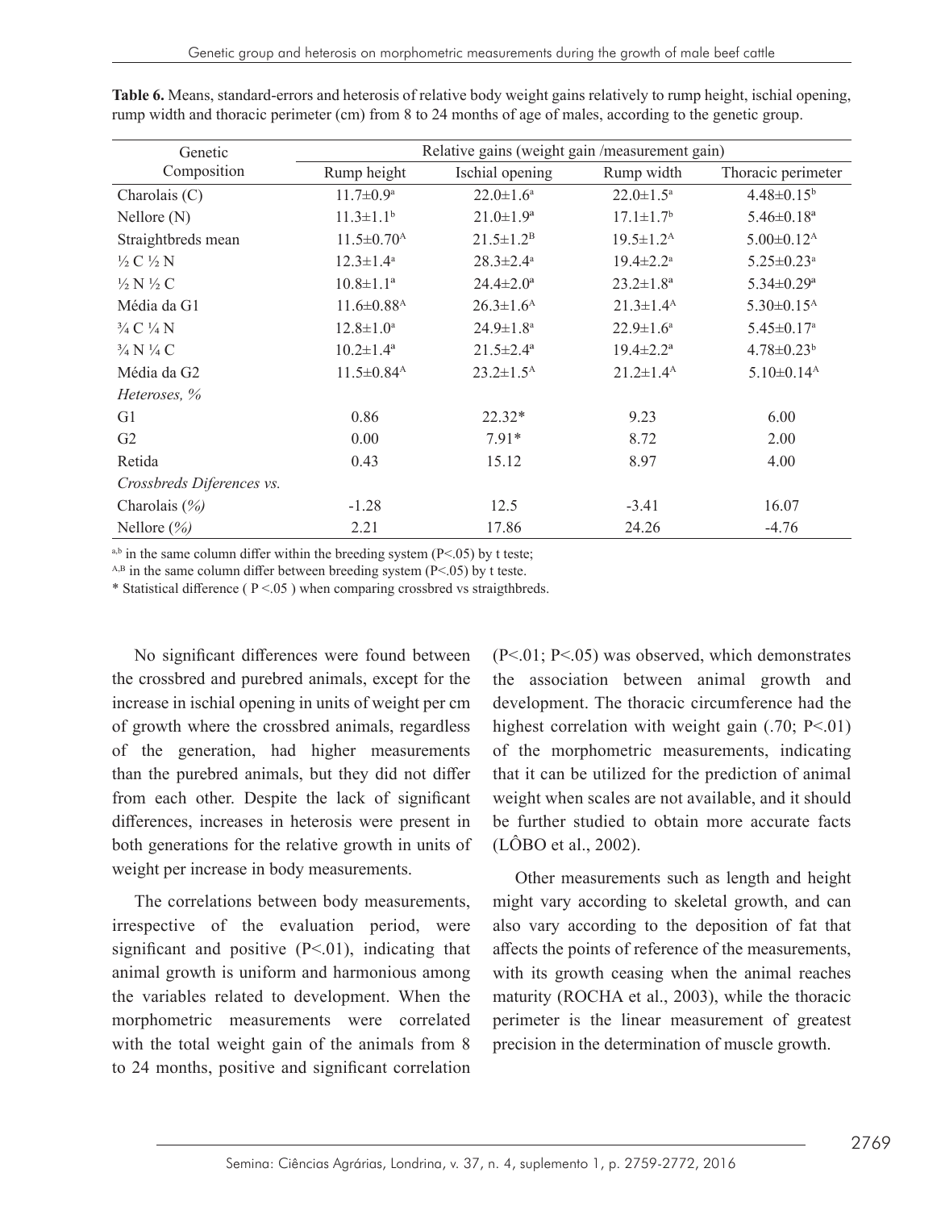**Table 6.** Means, standard-errors and heterosis of relative body weight gains relatively to rump height, ischial opening, rump width and thoracic perimeter (cm) from 8 to 24 months of age of males, according to the genetic group.

| Genetic Composition | Relative gains (weight gain /measurement gain) | | | |
|---|---|---|---|---|
| | Rump height | Ischial opening | Rump width | Thoracic perimeter |
| Charolais (C) | 11.7±0.9[a] | 22.0±1.6[a] | 22.0±1.5[a] | 4.48±0.15[b] |
| Nellore (N) | 11.3±1.1[b] | 21.0±1.9[a] | 17.1±1.7[b] | 5.46±0.18[a] |
| Straightbreds mean | 11.5±0.70[A] | 21.5±1.2[B] | 19.5±1.2[A] | 5.00±0.12[A] |
| ½ C ½ N | 12.3±1.4[a] | 28.3±2.4[a] | 19.4±2.2[a] | 5.25±0.23[a] |
| ½ N ½ C | 10.8±1.1[a] | 24.4±2.0[a] | 23.2±1.8[a] | 5.34±0.29[a] |
| Média da G1 | 11.6±0.88[A] | 26.3±1.6[A] | 21.3±1.4[A] | 5.30±0.15[A] |
| ¾ C ¼ N | 12.8±1.0[a] | 24.9±1.8[a] | 22.9±1.6[a] | 5.45±0.17[a] |
| ¾ N ¼ C | 10.2±1.4[a] | 21.5±2.4[a] | 19.4±2.2[a] | 4.78±0.23[b] |
| Média da G2 | 11.5±0.84[A] | 23.2±1.5[A] | 21.2±1.4[A] | 5.10±0.14[A] |
| *Heteroses, %* | | | | |
| G1 | 0.86 | 22.32* | 9.23 | 6.00 |
| G2 | 0.00 | 7.91* | 8.72 | 2.00 |
| Retida | 0.43 | 15.12 | 8.97 | 4.00 |
| *Crossbreds Diferences vs.* | | | | |
| Charolais *(%)* | -1.28 | 12.5 | -3.41 | 16.07 |
| Nellore *(%)* | 2.21 | 17.86 | 24.26 | -4.76 |

[a,b] in the same column differ within the breeding system (P<.05) by t teste;
[A,B] in the same column differ between breeding system (P<.05) by t teste.
* Statistical difference ( P <.05 ) when comparing crossbred vs straigthbreds.

No significant differences were found between the crossbred and purebred animals, except for the increase in ischial opening in units of weight per cm of growth where the crossbred animals, regardless of the generation, had higher measurements than the purebred animals, but they did not differ from each other. Despite the lack of significant differences, increases in heterosis were present in both generations for the relative growth in units of weight per increase in body measurements.

The correlations between body measurements, irrespective of the evaluation period, were significant and positive (P<.01), indicating that animal growth is uniform and harmonious among the variables related to development. When the morphometric measurements were correlated with the total weight gain of the animals from 8 to 24 months, positive and significant correlation (P<.01; P<.05) was observed, which demonstrates the association between animal growth and development. The thoracic circumference had the highest correlation with weight gain (.70; P<.01) of the morphometric measurements, indicating that it can be utilized for the prediction of animal weight when scales are not available, and it should be further studied to obtain more accurate facts (LÔBO et al., 2002).

Other measurements such as length and height might vary according to skeletal growth, and can also vary according to the deposition of fat that affects the points of reference of the measurements, with its growth ceasing when the animal reaches maturity (ROCHA et al., 2003), while the thoracic perimeter is the linear measurement of greatest precision in the determination of muscle growth.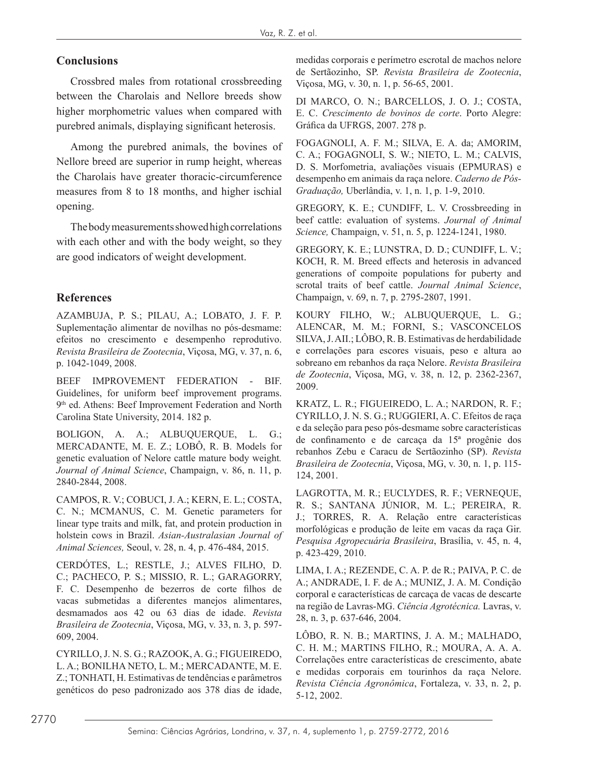## Conclusions

Crossbred males from rotational crossbreeding between the Charolais and Nellore breeds show higher morphometric values when compared with purebred animals, displaying significant heterosis.

Among the purebred animals, the bovines of Nellore breed are superior in rump height, whereas the Charolais have greater thoracic-circumference measures from 8 to 18 months, and higher ischial opening.

The body measurements showed high correlations with each other and with the body weight, so they are good indicators of weight development.

## References

AZAMBUJA, P. S.; PILAU, A.; LOBATO, J. F. P. Suplementação alimentar de novilhas no pós-desmame: efeitos no crescimento e desempenho reprodutivo. *Revista Brasileira de Zootecnia*, Viçosa, MG, v. 37, n. 6, p. 1042-1049, 2008.

BEEF IMPROVEMENT FEDERATION - BIF. Guidelines, for uniform beef improvement programs. 9th ed. Athens: Beef Improvement Federation and North Carolina State University, 2014. 182 p.

BOLIGON, A. A.; ALBUQUERQUE, L. G.; MERCADANTE, M. E. Z.; LOBÔ, R. B. Models for genetic evaluation of Nelore cattle mature body weight. *Journal of Animal Science*, Champaign, v. 86, n. 11, p. 2840-2844, 2008.

CAMPOS, R. V.; COBUCI, J. A.; KERN, E. L.; COSTA, C. N.; MCMANUS, C. M. Genetic parameters for linear type traits and milk, fat, and protein production in holstein cows in Brazil. *Asian-Australasian Journal of Animal Sciences,* Seoul, v. 28, n. 4, p. 476-484, 2015.

CERDÓTES, L.; RESTLE, J.; ALVES FILHO, D. C.; PACHECO, P. S.; MISSIO, R. L.; GARAGORRY, F. C. Desempenho de bezerros de corte filhos de vacas submetidas a diferentes manejos alimentares, desmamados aos 42 ou 63 dias de idade. *Revista Brasileira de Zootecnia*, Viçosa, MG, v. 33, n. 3, p. 597-609, 2004.

CYRILLO, J. N. S. G.; RAZOOK, A. G.; FIGUEIREDO, L. A.; BONILHA NETO, L. M.; MERCADANTE, M. E. Z.; TONHATI, H. Estimativas de tendências e parâmetros genéticos do peso padronizado aos 378 dias de idade, medidas corporais e perímetro escrotal de machos nelore de Sertãozinho, SP. *Revista Brasileira de Zootecnia*, Viçosa, MG, v. 30, n. 1, p. 56-65, 2001.

DI MARCO, O. N.; BARCELLOS, J. O. J.; COSTA, E. C. *Crescimento de bovinos de corte*. Porto Alegre: Gráfica da UFRGS, 2007. 278 p.

FOGAGNOLI, A. F. M.; SILVA, E. A. da; AMORIM, C. A.; FOGAGNOLI, S. W.; NIETO, L. M.; CALVIS, D. S. Morfometria, avaliações visuais (EPMURAS) e desempenho em animais da raça nelore. *Caderno de Pós-Graduação,* Uberlândia, v. 1, n. 1, p. 1-9, 2010.

GREGORY, K. E.; CUNDIFF, L. V. Crossbreeding in beef cattle: evaluation of systems. *Journal of Animal Science,* Champaign, v. 51, n. 5, p. 1224-1241, 1980.

GREGORY, K. E.; LUNSTRA, D. D.; CUNDIFF, L. V.; KOCH, R. M. Breed effects and heterosis in advanced generations of compoite populations for puberty and scrotal traits of beef cattle. *Journal Animal Science*, Champaign, v. 69, n. 7, p. 2795-2807, 1991.

KOURY FILHO, W.; ALBUQUERQUE, L. G.; ALENCAR, M. M.; FORNI, S.; VASCONCELOS SILVA, J. AII.; LÔBO, R. B. Estimativas de herdabilidade e correlações para escores visuais, peso e altura ao sobreano em rebanhos da raça Nelore. *Revista Brasileira de Zootecnia*, Viçosa, MG, v. 38, n. 12, p. 2362-2367, 2009.

KRATZ, L. R.; FIGUEIREDO, L. A.; NARDON, R. F.; CYRILLO, J. N. S. G.; RUGGIERI, A. C. Efeitos de raça e da seleção para peso pós-desmame sobre características de confinamento e de carcaça da 15ª progênie dos rebanhos Zebu e Caracu de Sertãozinho (SP). *Revista Brasileira de Zootecnia*, Viçosa, MG, v. 30, n. 1, p. 115-124, 2001.

LAGROTTA, M. R.; EUCLYDES, R. F.; VERNEQUE, R. S.; SANTANA JÚNIOR, M. L.; PEREIRA, R. J.; TORRES, R. A. Relação entre características morfológicas e produção de leite em vacas da raça Gir. *Pesquisa Agropecuária Brasileira*, Brasília, v. 45, n. 4, p. 423-429, 2010.

LIMA, I. A.; REZENDE, C. A. P. de R.; PAIVA, P. C. de A.; ANDRADE, I. F. de A.; MUNIZ, J. A. M. Condição corporal e características de carcaça de vacas de descarte na região de Lavras-MG. *Ciência Agrotécnica.* Lavras, v. 28, n. 3, p. 637-646, 2004.

LÔBO, R. N. B.; MARTINS, J. A. M.; MALHADO, C. H. M.; MARTINS FILHO, R.; MOURA, A. A. A. Correlações entre características de crescimento, abate e medidas corporais em tourinhos da raça Nelore. *Revista Ciência Agronômica*, Fortaleza, v. 33, n. 2, p. 5-12, 2002.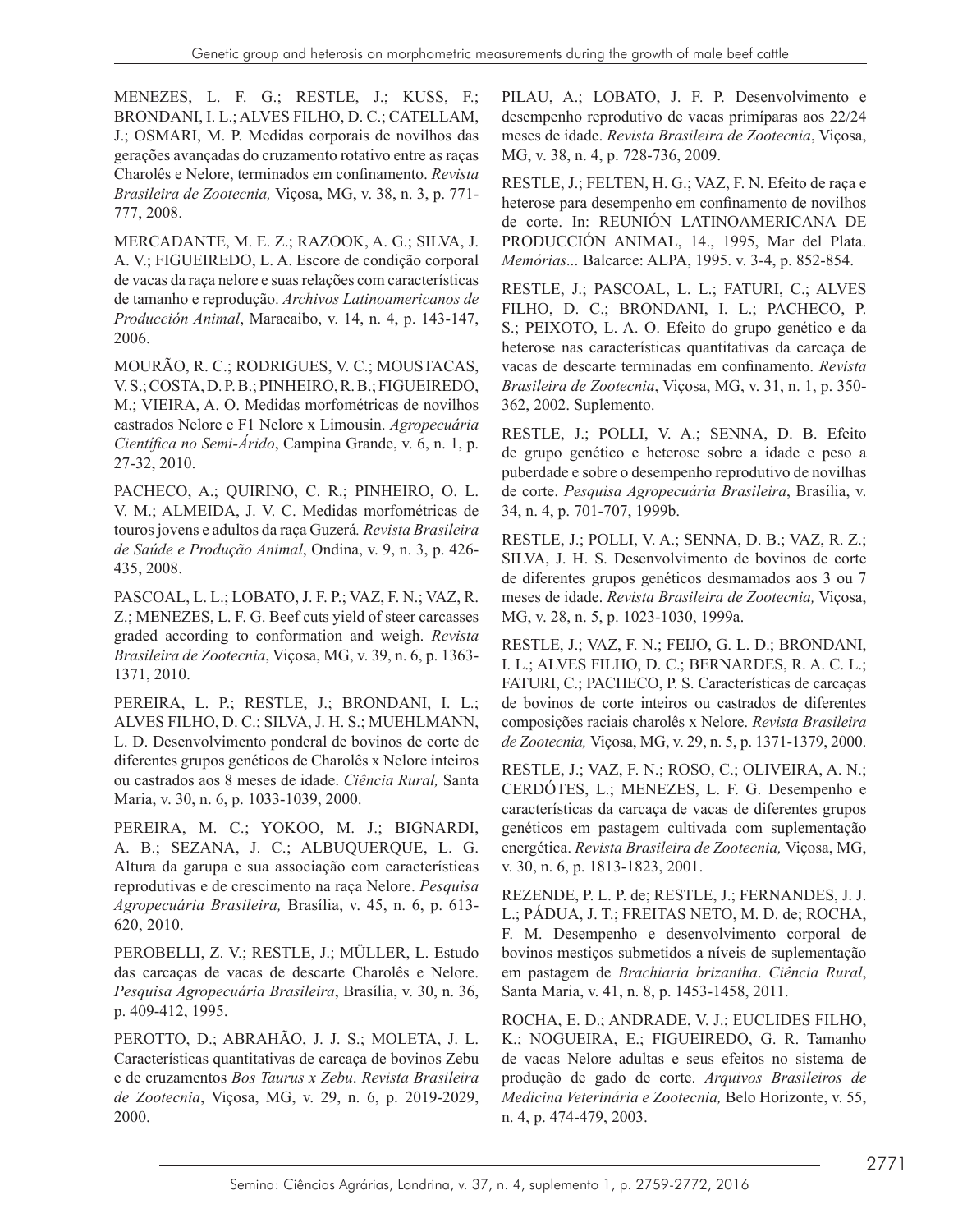MENEZES, L. F. G.; RESTLE, J.; KUSS, F.; BRONDANI, I. L.; ALVES FILHO, D. C.; CATELLAM, J.; OSMARI, M. P. Medidas corporais de novilhos das gerações avançadas do cruzamento rotativo entre as raças Charolês e Nelore, terminados em confinamento. *Revista Brasileira de Zootecnia,* Viçosa, MG, v. 38, n. 3, p. 771-777, 2008.

MERCADANTE, M. E. Z.; RAZOOK, A. G.; SILVA, J. A. V.; FIGUEIREDO, L. A. Escore de condição corporal de vacas da raça nelore e suas relações com características de tamanho e reprodução. *Archivos Latinoamericanos de Producción Animal*, Maracaibo, v. 14, n. 4, p. 143-147, 2006.

MOURÃO, R. C.; RODRIGUES, V. C.; MOUSTACAS, V. S.; COSTA, D. P. B.; PINHEIRO, R. B.; FIGUEIREDO, M.; VIEIRA, A. O. Medidas morfométricas de novilhos castrados Nelore e F1 Nelore x Limousin. *Agropecuária Científica no Semi-Árido*, Campina Grande, v. 6, n. 1, p. 27-32, 2010.

PACHECO, A.; QUIRINO, C. R.; PINHEIRO, O. L. V. M.; ALMEIDA, J. V. C. Medidas morfométricas de touros jovens e adultos da raça Guzerá. *Revista Brasileira de Saúde e Produção Animal*, Ondina, v. 9, n. 3, p. 426-435, 2008.

PASCOAL, L. L.; LOBATO, J. F. P.; VAZ, F. N.; VAZ, R. Z.; MENEZES, L. F. G. Beef cuts yield of steer carcasses graded according to conformation and weigh. *Revista Brasileira de Zootecnia*, Viçosa, MG, v. 39, n. 6, p. 1363-1371, 2010.

PEREIRA, L. P.; RESTLE, J.; BRONDANI, I. L.; ALVES FILHO, D. C.; SILVA, J. H. S.; MUEHLMANN, L. D. Desenvolvimento ponderal de bovinos de corte de diferentes grupos genéticos de Charolês x Nelore inteiros ou castrados aos 8 meses de idade. *Ciência Rural,* Santa Maria, v. 30, n. 6, p. 1033-1039, 2000.

PEREIRA, M. C.; YOKOO, M. J.; BIGNARDI, A. B.; SEZANA, J. C.; ALBUQUERQUE, L. G. Altura da garupa e sua associação com características reprodutivas e de crescimento na raça Nelore. *Pesquisa Agropecuária Brasileira,* Brasília, v. 45, n. 6, p. 613-620, 2010.

PEROBELLI, Z. V.; RESTLE, J.; MÜLLER, L. Estudo das carcaças de vacas de descarte Charolês e Nelore. *Pesquisa Agropecuária Brasileira*, Brasília, v. 30, n. 36, p. 409-412, 1995.

PEROTTO, D.; ABRAHÃO, J. J. S.; MOLETA, J. L. Características quantitativas de carcaça de bovinos Zebu e de cruzamentos *Bos Taurus x Zebu*. *Revista Brasileira de Zootecnia*, Viçosa, MG, v. 29, n. 6, p. 2019-2029, 2000.

PILAU, A.; LOBATO, J. F. P. Desenvolvimento e desempenho reprodutivo de vacas primíparas aos 22/24 meses de idade. *Revista Brasileira de Zootecnia*, Viçosa, MG, v. 38, n. 4, p. 728-736, 2009.

RESTLE, J.; FELTEN, H. G.; VAZ, F. N. Efeito de raça e heterose para desempenho em confinamento de novilhos de corte. In: REUNIÓN LATINOAMERICANA DE PRODUCCIÓN ANIMAL, 14., 1995, Mar del Plata. *Memórias...* Balcarce: ALPA, 1995. v. 3-4, p. 852-854.

RESTLE, J.; PASCOAL, L. L.; FATURI, C.; ALVES FILHO, D. C.; BRONDANI, I. L.; PACHECO, P. S.; PEIXOTO, L. A. O. Efeito do grupo genético e da heterose nas características quantitativas da carcaça de vacas de descarte terminadas em confinamento. *Revista Brasileira de Zootecnia*, Viçosa, MG, v. 31, n. 1, p. 350-362, 2002. Suplemento.

RESTLE, J.; POLLI, V. A.; SENNA, D. B. Efeito de grupo genético e heterose sobre a idade e peso a puberdade e sobre o desempenho reprodutivo de novilhas de corte. *Pesquisa Agropecuária Brasileira*, Brasília, v. 34, n. 4, p. 701-707, 1999b.

RESTLE, J.; POLLI, V. A.; SENNA, D. B.; VAZ, R. Z.; SILVA, J. H. S. Desenvolvimento de bovinos de corte de diferentes grupos genéticos desmamados aos 3 ou 7 meses de idade. *Revista Brasileira de Zootecnia,* Viçosa, MG, v. 28, n. 5, p. 1023-1030, 1999a.

RESTLE, J.; VAZ, F. N.; FEIJO, G. L. D.; BRONDANI, I. L.; ALVES FILHO, D. C.; BERNARDES, R. A. C. L.; FATURI, C.; PACHECO, P. S. Características de carcaças de bovinos de corte inteiros ou castrados de diferentes composições raciais charolês x Nelore. *Revista Brasileira de Zootecnia,* Viçosa, MG, v. 29, n. 5, p. 1371-1379, 2000.

RESTLE, J.; VAZ, F. N.; ROSO, C.; OLIVEIRA, A. N.; CERDÓTES, L.; MENEZES, L. F. G. Desempenho e características da carcaça de vacas de diferentes grupos genéticos em pastagem cultivada com suplementação energética. *Revista Brasileira de Zootecnia,* Viçosa, MG, v. 30, n. 6, p. 1813-1823, 2001.

REZENDE, P. L. P. de; RESTLE, J.; FERNANDES, J. J. L.; PÁDUA, J. T.; FREITAS NETO, M. D. de; ROCHA, F. M. Desempenho e desenvolvimento corporal de bovinos mestiços submetidos a níveis de suplementação em pastagem de *Brachiaria brizantha*. *Ciência Rural*, Santa Maria, v. 41, n. 8, p. 1453-1458, 2011.

ROCHA, E. D.; ANDRADE, V. J.; EUCLIDES FILHO, K.; NOGUEIRA, E.; FIGUEIREDO, G. R. Tamanho de vacas Nelore adultas e seus efeitos no sistema de produção de gado de corte. *Arquivos Brasileiros de Medicina Veterinária e Zootecnia,* Belo Horizonte, v. 55, n. 4, p. 474-479, 2003.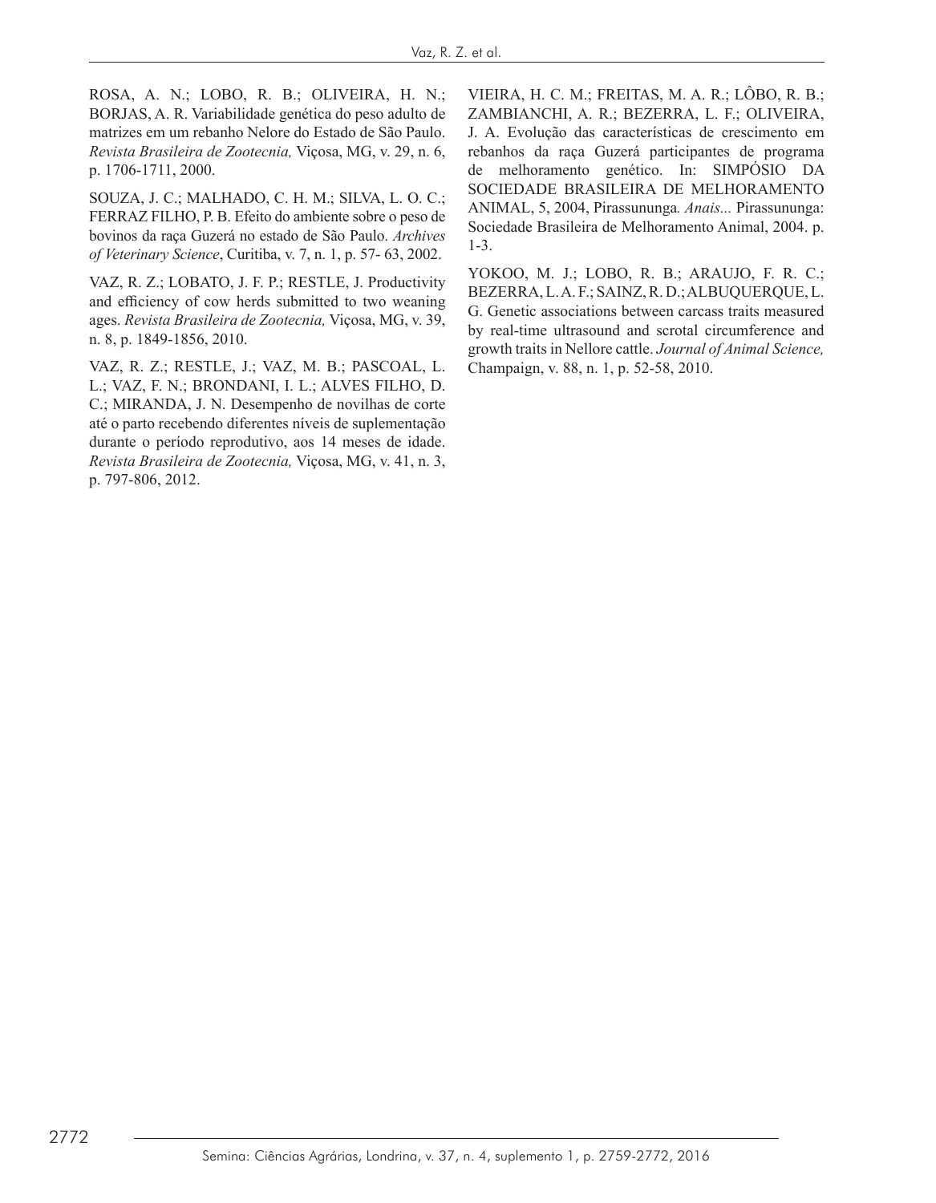ROSA, A. N.; LOBO, R. B.; OLIVEIRA, H. N.; BORJAS, A. R. Variabilidade genética do peso adulto de matrizes em um rebanho Nelore do Estado de São Paulo. *Revista Brasileira de Zootecnia,* Viçosa, MG, v. 29, n. 6, p. 1706-1711, 2000.

SOUZA, J. C.; MALHADO, C. H. M.; SILVA, L. O. C.; FERRAZ FILHO, P. B. Efeito do ambiente sobre o peso de bovinos da raça Guzerá no estado de São Paulo. *Archives of Veterinary Science*, Curitiba, v. 7, n. 1, p. 57- 63, 2002.

VAZ, R. Z.; LOBATO, J. F. P.; RESTLE, J. Productivity and efficiency of cow herds submitted to two weaning ages. *Revista Brasileira de Zootecnia,* Viçosa, MG, v. 39, n. 8, p. 1849-1856, 2010.

VAZ, R. Z.; RESTLE, J.; VAZ, M. B.; PASCOAL, L. L.; VAZ, F. N.; BRONDANI, I. L.; ALVES FILHO, D. C.; MIRANDA, J. N. Desempenho de novilhas de corte até o parto recebendo diferentes níveis de suplementação durante o período reprodutivo, aos 14 meses de idade. *Revista Brasileira de Zootecnia,* Viçosa, MG, v. 41, n. 3, p. 797-806, 2012.

VIEIRA, H. C. M.; FREITAS, M. A. R.; LÔBO, R. B.; ZAMBIANCHI, A. R.; BEZERRA, L. F.; OLIVEIRA, J. A. Evolução das características de crescimento em rebanhos da raça Guzerá participantes de programa de melhoramento genético. In: SIMPÓSIO DA SOCIEDADE BRASILEIRA DE MELHORAMENTO ANIMAL, 5, 2004, Pirassununga. *Anais...* Pirassununga: Sociedade Brasileira de Melhoramento Animal, 2004. p. 1-3.

YOKOO, M. J.; LOBO, R. B.; ARAUJO, F. R. C.; BEZERRA, L. A. F.; SAINZ, R. D.; ALBUQUERQUE, L. G. Genetic associations between carcass traits measured by real-time ultrasound and scrotal circumference and growth traits in Nellore cattle. *Journal of Animal Science,* Champaign, v. 88, n. 1, p. 52-58, 2010.